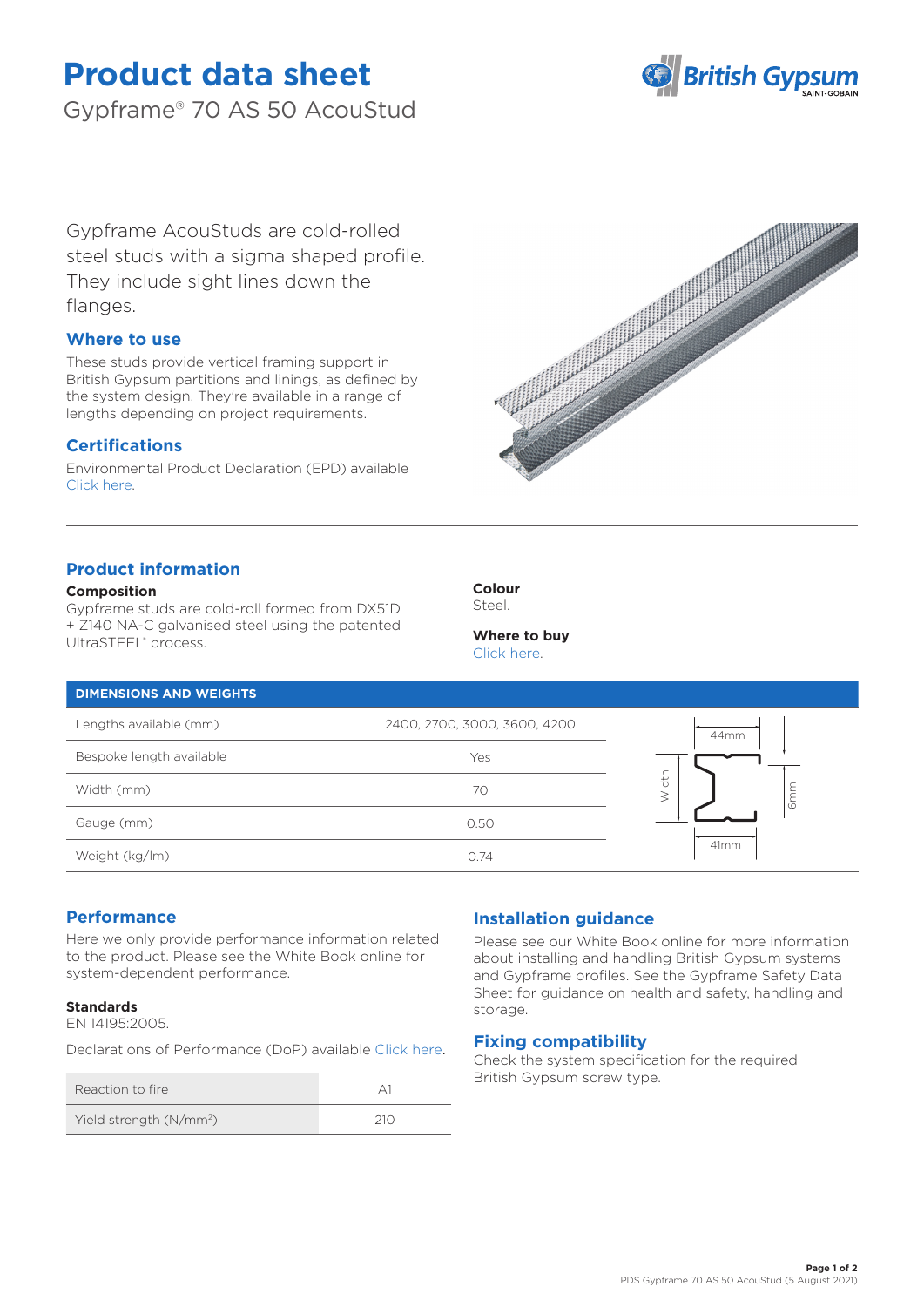# Product data sheet

Gypframe® 70 AS 50 AcouStud

Gypframe AcouStuds are cold-rolled steel studs with a sigma shaped profile. They include sight lines down the flanges.

## Where to use

These studs provide vertical framing support in British Gypsum partitions and linings, as defined by the system design. They're available in a range of lengths depending on project requirements.

## Certifications

Environmental Product Declaration (EPD) available Click here.

## Product information

**Composition**

Gypframe studs are cold-roll formed from DX51D + Z140 NA-C galvanised steel using the patented UltraSTEEL® process.

**Colour**

Steel.

**Where to buy**

Click here.

| DIMENSIONS AND WEIGHTS | |
|---|---|
| Lengths available (mm) | 2400, 2700, 3000, 3600, 4200 |
| Bespoke length available | Yes |
| Width (mm) | 70 |
| Gauge (mm) | 0.50 |
| Weight (kg/lm) | 0.74 |

44mm, Width, 6mm, 41mm

## Performance

Here we only provide performance information related to the product. Please see the White Book online for system-dependent performance.

**Standards**

EN 14195:2005.

Declarations of Performance (DoP) available Click here.

| Reaction to fire | A1 |
|---|---|
| Yield strength (N/mm²) | 210 |

## Installation guidance

Please see our White Book online for more information about installing and handling British Gypsum systems and Gypframe profiles. See the Gypframe Safety Data Sheet for guidance on health and safety, handling and storage.

## Fixing compatibility

Check the system specification for the required British Gypsum screw type.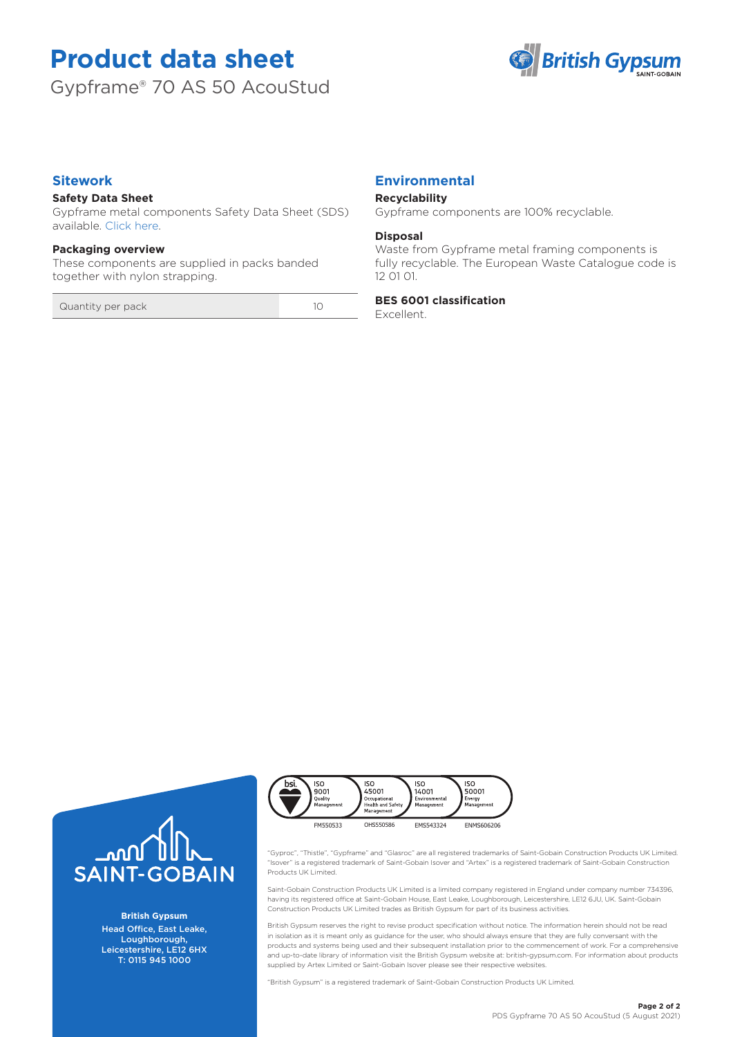# Product data sheet

Gypframe® 70 AS 50 AcouStud

## Sitework

**Safety Data Sheet**

Gypframe metal components Safety Data Sheet (SDS) available. Click here.

**Packaging overview**

These components are supplied in packs banded together with nylon strapping.

| | |
|---|---|
| Quantity per pack | 10 |

## Environmental

**Recyclability**

Gypframe components are 100% recyclable.

**Disposal**

Waste from Gypframe metal framing components is fully recyclable. The European Waste Catalogue code is 12 01 01.

**BES 6001 classification**

Excellent.

ISO 9001 Quality Management FM550533
ISO 45001 Occupational Health and Safety Management OHS550586
ISO 14001 Environmental Management EMS543324
ISO 50001 Energy Management ENMS606206

"Gyproc", "Thistle", "Gypframe" and "Glasroc" are all registered trademarks of Saint-Gobain Construction Products UK Limited. "Isover" is a registered trademark of Saint-Gobain Isover and "Artex" is a registered trademark of Saint-Gobain Construction Products UK Limited.

Saint-Gobain Construction Products UK Limited is a limited company registered in England under company number 734396, having its registered office at Saint-Gobain House, East Leake, Loughborough, Leicestershire, LE12 6JU, UK. Saint-Gobain Construction Products UK Limited trades as British Gypsum for part of its business activities.

British Gypsum reserves the right to revise product specification without notice. The information herein should not be read in isolation as it is meant only as guidance for the user, who should always ensure that they are fully conversant with the products and systems being used and their subsequent installation prior to the commencement of work. For a comprehensive and up-to-date library of information visit the British Gypsum website at: british-gypsum.com. For information about products supplied by Artex Limited or Saint-Gobain Isover please see their respective websites.

"British Gypsum" is a registered trademark of Saint-Gobain Construction Products UK Limited.

**British Gypsum**
Head Office, East Leake,
Loughborough,
Leicestershire, LE12 6HX
T: 0115 945 1000

PDS Gypframe 70 AS 50 AcouStud (5 August 2021)